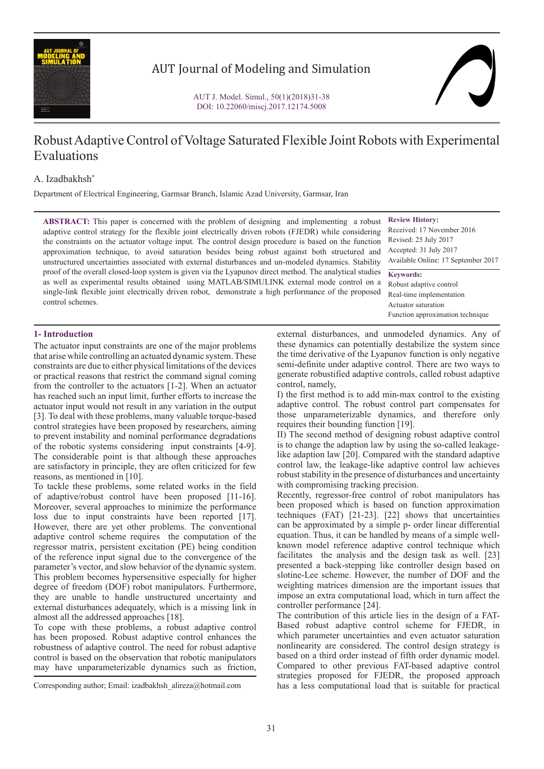# Robust Adaptive Control of Voltage Saturated Flexible Joint Robots with Experimental Evaluations

A. Izadbakhsh*

Department of Electrical Engineering, Garmsar Branch, Islamic Azad University, Garmsar, Iran

**ABSTRACT:** This paper is concerned with the problem of designing and implementing a robust adaptive control strategy for the flexible joint electrically driven robots (FJEDR) while considering the constraints on the actuator voltage input. The control design procedure is based on the function approximation technique, to avoid saturation besides being robust against both structured and unstructured uncertainties associated with external disturbances and un-modeled dynamics. Stability proof of the overall closed-loop system is given via the Lyapunov direct method. The analytical studies as well as experimental results obtained using MATLAB/SIMULINK external mode control on a single-link flexible joint electrically driven robot, demonstrate a high performance of the proposed control schemes.

**Review History:**

Received: 17 November 2016
Revised: 25 July 2017
Accepted: 31 July 2017
Available Online: 17 September 2017

**Keywords:**

Robust adaptive control
Real-time implementation
Actuator saturation
Function approximation technique

## 1- Introduction

The actuator input constraints are one of the major problems that arise while controlling an actuated dynamic system. These constraints are due to either physical limitations of the devices or practical reasons that restrict the command signal coming from the controller to the actuators [1-2]. When an actuator has reached such an input limit, further efforts to increase the actuator input would not result in any variation in the output [3]. To deal with these problems, many valuable torque-based control strategies have been proposed by researchers, aiming to prevent instability and nominal performance degradations of the robotic systems considering input constraints [4-9]. The considerable point is that although these approaches are satisfactory in principle, they are often criticized for few reasons, as mentioned in [10].

To tackle these problems, some related works in the field of adaptive/robust control have been proposed [11-16]. Moreover, several approaches to minimize the performance loss due to input constraints have been reported [17]. However, there are yet other problems. The conventional adaptive control scheme requires the computation of the regressor matrix, persistent excitation (PE) being condition of the reference input signal due to the convergence of the parameter's vector, and slow behavior of the dynamic system. This problem becomes hypersensitive especially for higher degree of freedom (DOF) robot manipulators. Furthermore, they are unable to handle unstructured uncertainty and external disturbances adequately, which is a missing link in almost all the addressed approaches [18].

To cope with these problems, a robust adaptive control has been proposed. Robust adaptive control enhances the robustness of adaptive control. The need for robust adaptive control is based on the observation that robotic manipulators may have unparameterizable dynamics such as friction, external disturbances, and unmodeled dynamics. Any of these dynamics can potentially destabilize the system since the time derivative of the Lyapunov function is only negative semi-definite under adaptive control. There are two ways to generate robustified adaptive controls, called robust adaptive control, namely,

I) the first method is to add min-max control to the existing adaptive control. The robust control part compensates for those unparameterizable dynamics, and therefore only requires their bounding function [19].

II) The second method of designing robust adaptive control is to change the adaption law by using the so-called leakage-like adaption law [20]. Compared with the standard adaptive control law, the leakage-like adaptive control law achieves robust stability in the presence of disturbances and uncertainty with compromising tracking precision.

Recently, regressor-free control of robot manipulators has been proposed which is based on function approximation techniques (FAT) [21-23]. [22] shows that uncertainties can be approximated by a simple p- order linear differential equation. Thus, it can be handled by means of a simple well-known model reference adaptive control technique which facilitates the analysis and the design task as well. [23] presented a back-stepping like controller design based on slotine-Lee scheme. However, the number of DOF and the weighting matrices dimension are the important issues that impose an extra computational load, which in turn affect the controller performance [24].

The contribution of this article lies in the design of a FAT-Based robust adaptive control scheme for FJEDR, in which parameter uncertainties and even actuator saturation nonlinearity are considered. The control design strategy is based on a third order instead of fifth order dynamic model. Compared to other previous FAT-based adaptive control strategies proposed for FJEDR, the proposed approach has a less computational load that is suitable for practical

Corresponding author; Email: izadbakhsh_alireza@hotmail.com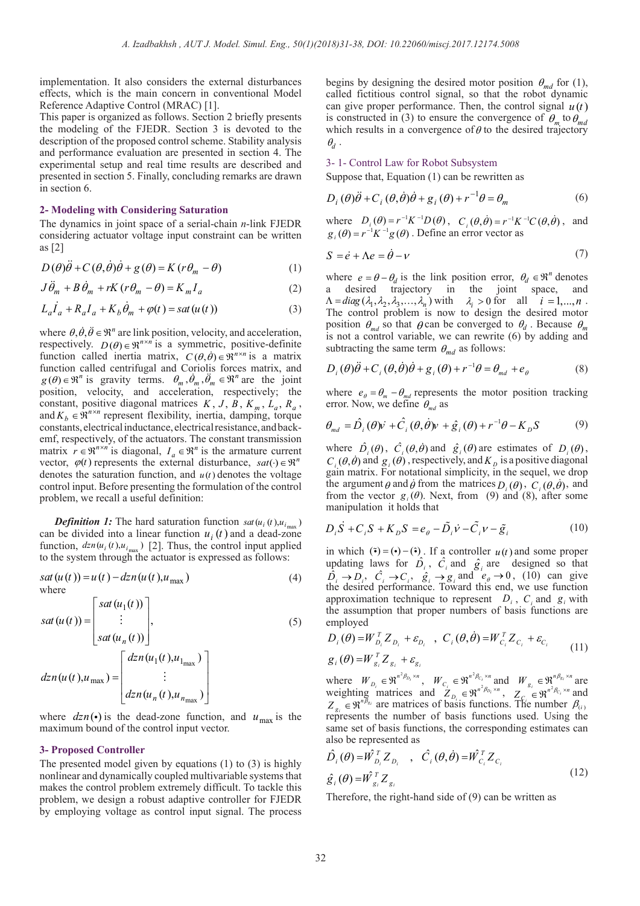implementation. It also considers the external disturbances effects, which is the main concern in conventional Model Reference Adaptive Control (MRAC) [1].

This paper is organized as follows. Section 2 briefly presents the modeling of the FJEDR. Section 3 is devoted to the description of the proposed control scheme. Stability analysis and performance evaluation are presented in section 4. The experimental setup and real time results are described and presented in section 5. Finally, concluding remarks are drawn in section 6.

## 2- Modeling with Considering Saturation

The dynamics in joint space of a serial-chain *n*-link FJEDR considering actuator voltage input constraint can be written as [2]

$$D(\theta)\ddot{\theta}+C(\theta,\dot{\theta})\dot{\theta}+g(\theta)=K(r\theta_m-\theta) \tag{1}$$

$$J\ddot{\theta}_m+B\dot{\theta}_m+rK(r\theta_m-\theta)=K_m I_a \tag{2}$$

$$L_a\dot{I}_a+R_a I_a+K_b\dot{\theta}_m+\varphi(t)=sat(u(t)) \tag{3}$$

where $\theta,\dot{\theta},\ddot{\theta}\in\Re^n$ are link position, velocity, and acceleration, respectively. $D(\theta)\in\Re^{n\times n}$ is a symmetric, positive-definite function called inertia matrix, $C(\theta,\dot{\theta})\in\Re^{n\times n}$ is a matrix function called centrifugal and Coriolis forces matrix, and $g(\theta)\in\Re^n$ is gravity terms. $\theta_m,\dot{\theta}_m,\ddot{\theta}_m\in\Re^n$ are the joint position, velocity, and acceleration, respectively; the constant, positive diagonal matrices $K$, $J$, $B$, $K_m$, $L_a$, $R_a$, and $K_b\in\Re^{n\times n}$ represent flexibility, inertia, damping, torque constants, electrical inductance, electrical resistance, and back-emf, respectively, of the actuators. The constant transmission matrix $r\in\Re^{n\times n}$ is diagonal, $I_a\in\Re^n$ is the armature current vector, $\varphi(t)$ represents the external disturbance, $sat(\cdot)\in\Re^n$ denotes the saturation function, and $u(t)$ denotes the voltage control input. Before presenting the formulation of the control problem, we recall a useful definition:

***Definition 1:*** The hard saturation function $sat(u_i(t),u_{i_{\max}})$ can be divided into a linear function $u_i(t)$ and a dead-zone function, $dzn(u_i(t),u_{i_{\max}})$ [2]. Thus, the control input applied to the system through the actuator is expressed as follows:

$$sat(u(t))=u(t)-dzn(u(t),u_{\max}) \tag{4}$$

where

$$sat(u(t))=\begin{bmatrix} sat(u_1(t))\\ \vdots \\ sat(u_n(t))\end{bmatrix}, \tag{5}$$

$$dzn(u(t),u_{\max})=\begin{bmatrix} dzn(u_1(t),u_{1_{\max}})\\ \vdots \\ dzn(u_n(t),u_{n_{\max}})\end{bmatrix}$$

where $dzn(\bullet)$ is the dead-zone function, and $u_{\max}$ is the maximum bound of the control input vector.

## 3- Proposed Controller

The presented model given by equations (1) to (3) is highly nonlinear and dynamically coupled multivariable systems that makes the control problem extremely difficult. To tackle this problem, we design a robust adaptive controller for FJEDR by employing voltage as control input signal. The process begins by designing the desired motor position $\theta_{md}$ for (1), called fictitious control signal, so that the robot dynamic can give proper performance. Then, the control signal $u(t)$ is constructed in (3) to ensure the convergence of $\theta_m$ to $\theta_{md}$ which results in a convergence of $\theta$ to the desired trajectory $\theta_d$.

### 3- 1- Control Law for Robot Subsystem

Suppose that, Equation (1) can be rewritten as

$$D_i(\theta)\ddot{\theta}+C_i(\theta,\dot{\theta})\dot{\theta}+g_i(\theta)+r^{-1}\theta=\theta_m \tag{6}$$

where $D_i(\theta)=r^{-1}K^{-1}D(\theta)$, $C_i(\theta,\dot{\theta})=r^{-1}K^{-1}C(\theta,\dot{\theta})$, and $g_i(\theta)=r^{-1}K^{-1}g(\theta)$. Define an error vector as

$$S=\dot{e}+\Lambda e=\dot{\theta}-\nu \tag{7}$$

where $e=\theta-\theta_d$ is the link position error, $\theta_d\in\Re^n$ denotes a desired trajectory in the joint space, and $\Lambda=diag(\lambda_1,\lambda_2,\lambda_3,\ldots,\lambda_n)$ with $\lambda_i>0$ for all $i=1,\ldots,n$. The control problem is now to design the desired motor position $\theta_{md}$ so that $\theta$ can be converged to $\theta_d$. Because $\theta_m$ is not a control variable, we can rewrite (6) by adding and subtracting the same term $\theta_{md}$ as follows:

$$D_i(\theta)\ddot{\theta}+C_i(\theta,\dot{\theta})\dot{\theta}+g_i(\theta)+r^{-1}\theta=\theta_{md}+e_\theta \tag{8}$$

where $e_\theta=\theta_m-\theta_{md}$ represents the motor position tracking error. Now, we define $\theta_{md}$ as

$$\theta_{md}=\hat{D}_i(\theta)\dot{\nu}+\hat{C}_i(\theta,\dot{\theta})\nu+\hat{g}_i(\theta)+r^{-1}\theta-K_D S \tag{9}$$

where $\hat{D}_i(\theta)$, $\hat{C}_i(\theta,\dot{\theta})$ and $\hat{g}_i(\theta)$ are estimates of $D_i(\theta)$, $C_i(\theta,\dot{\theta})$ and $g_i(\theta)$, respectively, and $K_D$ is a positive diagonal gain matrix. For notational simplicity, in the sequel, we drop the argument $\theta$ and $\dot{\theta}$ from the matrices $D_i(\theta)$, $C_i(\theta,\dot{\theta})$, and from the vector $g_i(\theta)$. Next, from (9) and (8), after some manipulation it holds that

$$D_i\dot{S}+C_iS+K_DS=e_\theta-\tilde{D}_i\dot{\nu}-\tilde{C}_i\nu-\tilde{g}_i \tag{10}$$

in which $(\tilde{\bullet})=(\bullet)-(\hat{\bullet})$. If a controller $u(t)$ and some proper updating laws for $\hat{D}_i$, $\hat{C}_i$ and $\hat{g}_i$ are designed so that $\hat{D}_i\to D_i$, $\hat{C}_i\to C_i$, $\hat{g}_i\to g_i$ and $e_\theta\to 0$, (10) can give the desired performance. Toward this end, we use function approximation technique to represent $D_i$, $C_i$ and $g_i$ with the assumption that proper numbers of basis functions are employed

$$D_i(\theta)=W_{D_i}^T Z_{D_i}+\varepsilon_{D_i}\quad,\quad C_i(\theta,\dot{\theta})=W_{C_i}^T Z_{C_i}+\varepsilon_{C_i}$$
$$g_i(\theta)=W_{g_i}^T Z_{g_i}+\varepsilon_{g_i} \tag{11}$$

where $W_{D_i}\in\Re^{n^2\beta_{D_i}\times n}$, $W_{C_i}\in\Re^{n^2\beta_{C_i}\times n}$ and $W_{g_i}\in\Re^{n\beta_{g_i}\times n}$ are weighting matrices and $Z_{D_i}\in\Re^{n^2\beta_{D_i}\times n}$, $Z_{C_i}\in\Re^{n^2\beta_{C_i}\times n}$ and $Z_{g_i}\in\Re^{n\beta_{g_i}}$ are matrices of basis functions. The number $\beta_{(i)}$ represents the number of basis functions used. Using the same set of basis functions, the corresponding estimates can also be represented as

$$\hat{D}_i(\theta)=\hat{W}_{D_i}^T Z_{D_i}\quad,\quad \hat{C}_i(\theta,\dot{\theta})=\hat{W}_{C_i}^T Z_{C_i}$$
$$\hat{g}_i(\theta)=\hat{W}_{g_i}^T Z_{g_i} \tag{12}$$

Therefore, the right-hand side of (9) can be written as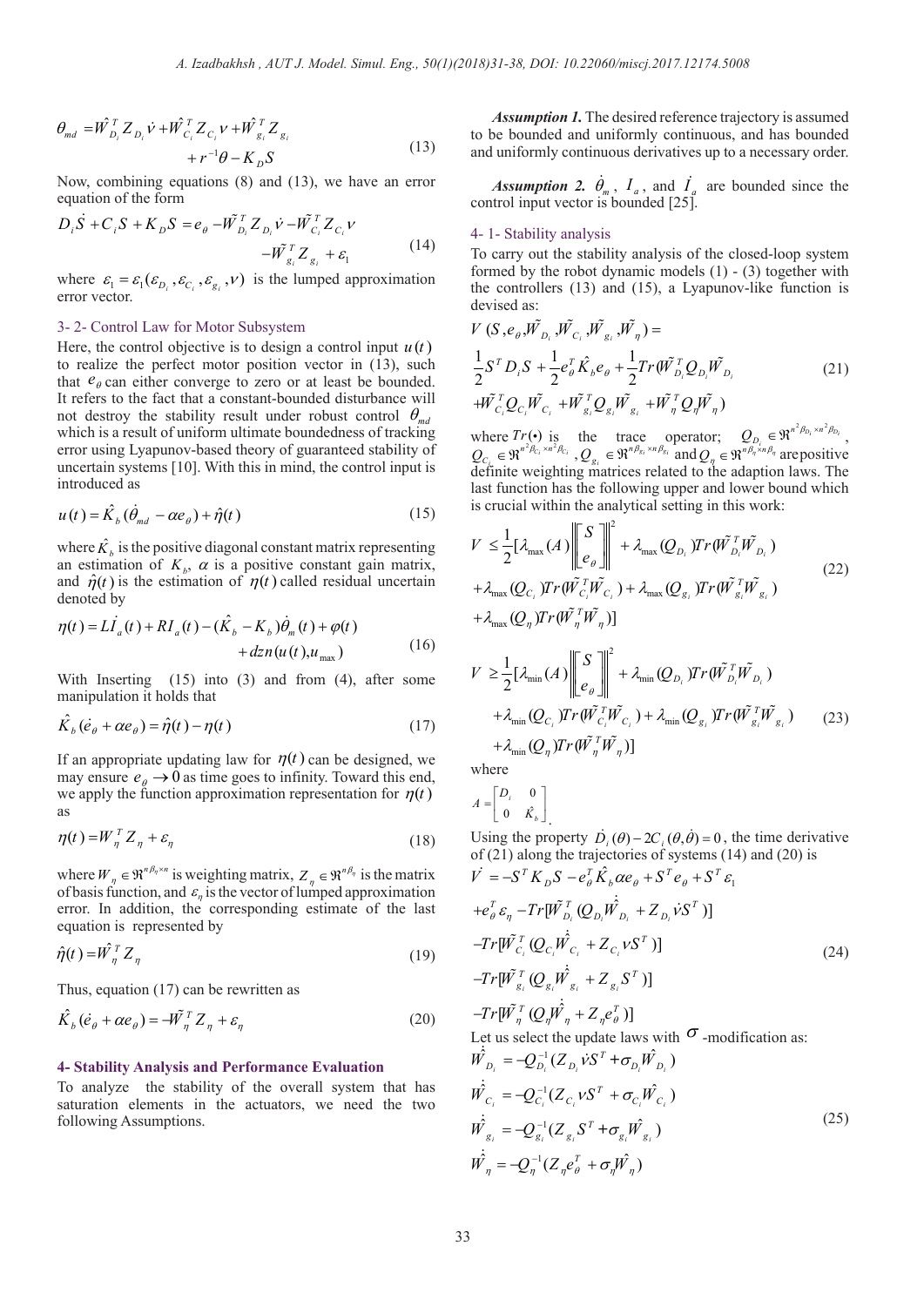$$\theta_{md} = \hat{W}_{D_i}^T Z_{D_i} \dot{\nu} + \hat{W}_{C_i}^T Z_{C_i} \nu + \hat{W}_{g_i}^T Z_{g_i} + r^{-1}\theta - K_D S \tag{13}$$

Now, combining equations (8) and (13), we have an error equation of the form

$$D_i \dot{S} + C_i S + K_D S = e_\theta - \tilde{W}_{D_i}^T Z_{D_i} \dot{\nu} - \tilde{W}_{C_i}^T Z_{C_i} \nu - \tilde{W}_{g_i}^T Z_{g_i} + \varepsilon_1 \tag{14}$$

where $\varepsilon_1 = \varepsilon_1(\varepsilon_{D_i}, \varepsilon_{C_i}, \varepsilon_{g_i}, \nu)$ is the lumped approximation error vector.

### 3- 2- Control Law for Motor Subsystem

Here, the control objective is to design a control input $u(t)$ to realize the perfect motor position vector in (13), such that $e_\theta$ can either converge to zero or at least be bounded. It refers to the fact that a constant-bounded disturbance will not destroy the stability result under robust control $\theta_{md}$ which is a result of uniform ultimate boundedness of tracking error using Lyapunov-based theory of guaranteed stability of uncertain systems [10]. With this in mind, the control input is introduced as

$$u(t) = \hat{K}_b(\dot{\theta}_{md} - \alpha e_\theta) + \hat{\eta}(t) \tag{15}$$

where $\hat{K}_b$ is the positive diagonal constant matrix representing an estimation of $K_b$, $\alpha$ is a positive constant gain matrix, and $\hat{\eta}(t)$ is the estimation of $\eta(t)$ called residual uncertain denoted by

$$\eta(t) = L\dot{I}_a(t) + RI_a(t) - (\hat{K}_b - K_b)\dot{\theta}_m(t) + \varphi(t) + dzn(u(t), u_{\max}) \tag{16}$$

With Inserting (15) into (3) and from (4), after some manipulation it holds that

$$\hat{K}_b(\dot{e}_\theta + \alpha e_\theta) = \hat{\eta}(t) - \eta(t) \tag{17}$$

If an appropriate updating law for $\eta(t)$ can be designed, we may ensure $e_\theta \to 0$ as time goes to infinity. Toward this end, we apply the function approximation representation for $\eta(t)$ as

$$\eta(t) = W_\eta^T Z_\eta + \varepsilon_\eta \tag{18}$$

where $W_\eta \in \Re^{n\beta_\eta \times n}$ is weighting matrix, $Z_\eta \in \Re^{n\beta_\eta}$ is the matrix of basis function, and $\varepsilon_\eta$ is the vector of lumped approximation error. In addition, the corresponding estimate of the last equation is represented by

$$\hat{\eta}(t) = \hat{W}_\eta^T Z_\eta \tag{19}$$

Thus, equation (17) can be rewritten as

$$\hat{K}_b(\dot{e}_\theta + \alpha e_\theta) = -\tilde{W}_\eta^T Z_\eta + \varepsilon_\eta \tag{20}$$

## 4- Stability Analysis and Performance Evaluation

To analyze the stability of the overall system that has saturation elements in the actuators, we need the two following Assumptions.

***Assumption 1.*** The desired reference trajectory is assumed to be bounded and uniformly continuous, and has bounded and uniformly continuous derivatives up to a necessary order.

***Assumption 2.*** $\dot{\theta}_m$, $I_a$, and $\dot{I}_a$ are bounded since the control input vector is bounded [25].

### 4- 1- Stability analysis

To carry out the stability analysis of the closed-loop system formed by the robot dynamic models (1) - (3) together with the controllers (13) and (15), a Lyapunov-like function is devised as:

$$V(S, e_\theta, \tilde{W}_{D_i}, \tilde{W}_{C_i}, \tilde{W}_{g_i}, \tilde{W}_\eta) = \frac{1}{2}S^T D_i S + \frac{1}{2}e_\theta^T \hat{K}_b e_\theta + \frac{1}{2}Tr(\tilde{W}_{D_i}^T Q_{D_i} \tilde{W}_{D_i} + \tilde{W}_{C_i}^T Q_{C_i} \tilde{W}_{C_i} + \tilde{W}_{g_i}^T Q_{g_i} \tilde{W}_{g_i} + \tilde{W}_\eta^T Q_\eta \tilde{W}_\eta) \tag{21}$$

where $Tr(\bullet)$ is the trace operator; $Q_{D_i} \in \Re^{n^2\beta_{D_i} \times n^2\beta_{D_i}}$, $Q_{C_i} \in \Re^{n^2\beta_{C_i} \times n^2\beta_{C_i}}$, $Q_{g_i} \in \Re^{n\beta_{g_i} \times n\beta_{g_i}}$ and $Q_\eta \in \Re^{n\beta_\eta \times n\beta_\eta}$ are positive definite weighting matrices related to the adaption laws. The last function has the following upper and lower bound which is crucial within the analytical setting in this work:

$$V \le \frac{1}{2}[\lambda_{\max}(A)\left\|\begin{bmatrix} S \\ e_\theta \end{bmatrix}\right\|^2 + \lambda_{\max}(Q_{D_i})Tr(\tilde{W}_{D_i}^T \tilde{W}_{D_i}) + \lambda_{\max}(Q_{C_i})Tr(\tilde{W}_{C_i}^T \tilde{W}_{C_i}) + \lambda_{\max}(Q_{g_i})Tr(\tilde{W}_{g_i}^T \tilde{W}_{g_i}) + \lambda_{\max}(Q_\eta)Tr(\tilde{W}_\eta^T \tilde{W}_\eta)] \tag{22}$$

$$V \ge \frac{1}{2}[\lambda_{\min}(A)\left\|\begin{bmatrix} S \\ e_\theta \end{bmatrix}\right\|^2 + \lambda_{\min}(Q_{D_i})Tr(\tilde{W}_{D_i}^T \tilde{W}_{D_i}) + \lambda_{\min}(Q_{C_i})Tr(\tilde{W}_{C_i}^T \tilde{W}_{C_i}) + \lambda_{\min}(Q_{g_i})Tr(\tilde{W}_{g_i}^T \tilde{W}_{g_i}) + \lambda_{\min}(Q_\eta)Tr(\tilde{W}_\eta^T \tilde{W}_\eta)] \tag{23}$$

where

$$A = \begin{bmatrix} D_i & 0 \\ 0 & \hat{K}_b \end{bmatrix}.$$

Using the property $\dot{D}_i(\theta) - 2C_i(\theta, \dot{\theta}) = 0$, the time derivative of (21) along the trajectories of systems (14) and (20) is

$$\begin{aligned} \dot{V} = & -S^T K_D S - e_\theta^T \hat{K}_b \alpha e_\theta + S^T e_\theta + S^T \varepsilon_1 \\ & + e_\theta^T \varepsilon_\eta - Tr[\tilde{W}_{D_i}^T (Q_{D_i} \dot{\hat{W}}_{D_i} + Z_{D_i} \dot{\nu} S^T)] \\ & - Tr[\tilde{W}_{C_i}^T (Q_{C_i} \dot{\hat{W}}_{C_i} + Z_{C_i} \nu S^T)] \\ & - Tr[\tilde{W}_{g_i}^T (Q_{g_i} \dot{\hat{W}}_{g_i} + Z_{g_i} S^T)] \\ & - Tr[\tilde{W}_\eta^T (Q_\eta \dot{\hat{W}}_\eta + Z_\eta e_\theta^T)] \end{aligned} \tag{24}$$

Let us select the update laws with $\sigma$-modification as:

$$\begin{aligned} \dot{\hat{W}}_{D_i} &= -Q_{D_i}^{-1}(Z_{D_i} \dot{\nu} S^T + \sigma_{D_i} \hat{W}_{D_i}) \\ \dot{\hat{W}}_{C_i} &= -Q_{C_i}^{-1}(Z_{C_i} \nu S^T + \sigma_{C_i} \hat{W}_{C_i}) \\ \dot{\hat{W}}_{g_i} &= -Q_{g_i}^{-1}(Z_{g_i} S^T + \sigma_{g_i} \hat{W}_{g_i}) \\ \dot{\hat{W}}_\eta &= -Q_\eta^{-1}(Z_\eta e_\theta^T + \sigma_\eta \hat{W}_\eta) \end{aligned} \tag{25}$$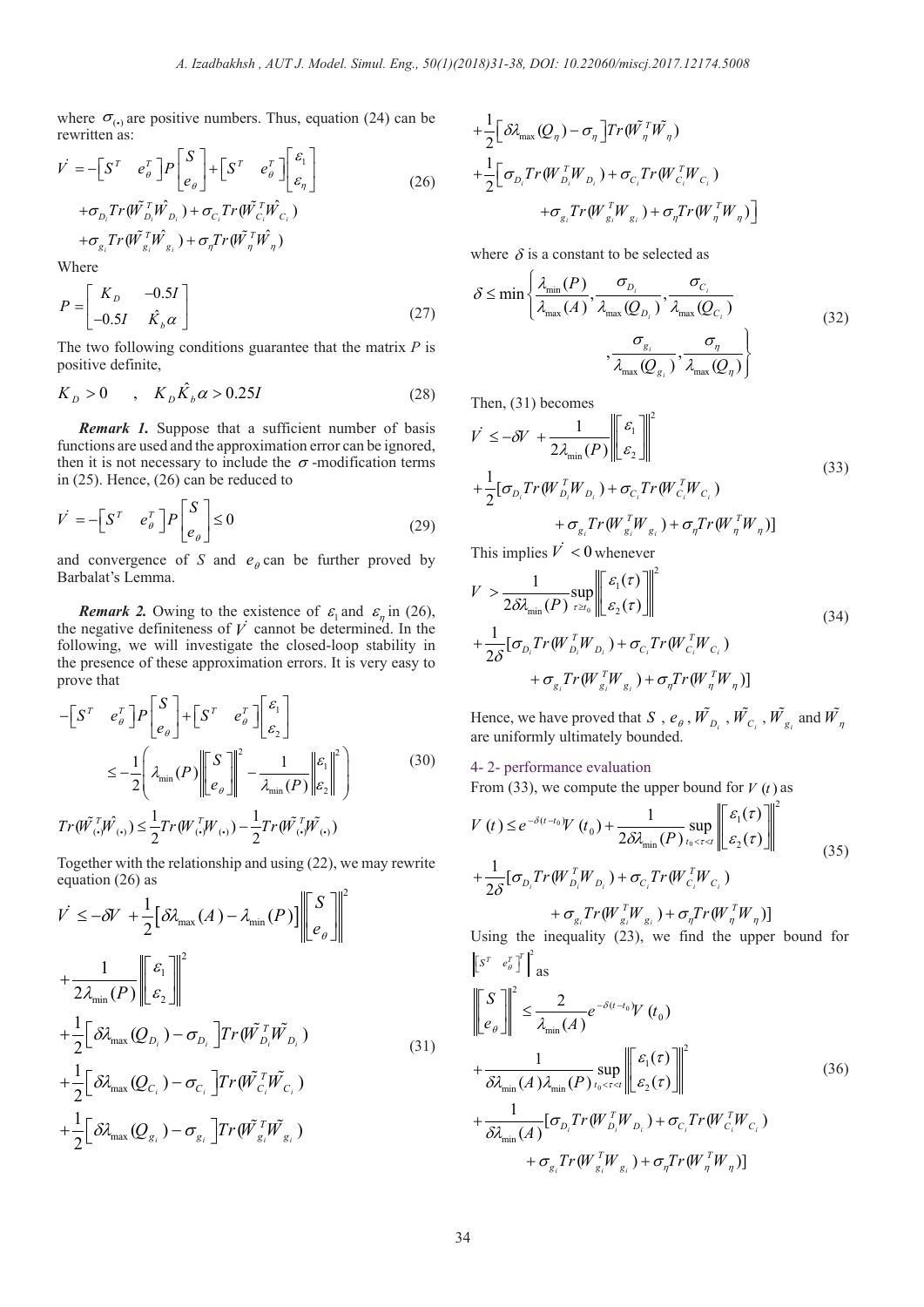where $\sigma_{(\cdot)}$ are positive numbers. Thus, equation (24) can be rewritten as:

$$
\dot{V} = -\begin{bmatrix} S^T & e_\theta^T \end{bmatrix} P \begin{bmatrix} S \\ e_\theta \end{bmatrix} + \begin{bmatrix} S^T & e_\theta^T \end{bmatrix} \begin{bmatrix} \varepsilon_1 \\ \varepsilon_\eta \end{bmatrix}
+ \sigma_{D_i} Tr(\tilde{W}_{D_i}^T \hat{W}_{D_i}) + \sigma_{C_i} Tr(\tilde{W}_{C_i}^T \hat{W}_{C_i})
+ \sigma_{g_i} Tr(\tilde{W}_{g_i}^T \hat{W}_{g_i}) + \sigma_\eta Tr(\tilde{W}_\eta^T \hat{W}_\eta) \tag{26}
$$

Where

$$
P = \begin{bmatrix} K_D & -0.5I \\ -0.5I & \hat{K}_b \alpha \end{bmatrix} \tag{27}
$$

The two following conditions guarantee that the matrix $P$ is positive definite,

$$
K_D > 0 \quad , \quad K_D \hat{K}_b \alpha > 0.25I \tag{28}
$$

***Remark 1.*** Suppose that a sufficient number of basis functions are used and the approximation error can be ignored, then it is not necessary to include the $\sigma$-modification terms in (25). Hence, (26) can be reduced to

$$
\dot{V} = -\begin{bmatrix} S^T & e_\theta^T \end{bmatrix} P \begin{bmatrix} S \\ e_\theta \end{bmatrix} \le 0 \tag{29}
$$

and convergence of $S$ and $e_\theta$ can be further proved by Barbalat's Lemma.

***Remark 2.*** Owing to the existence of $\varepsilon_1$ and $\varepsilon_\eta$ in (26), the negative definiteness of $\dot{V}$ cannot be determined. In the following, we will investigate the closed-loop stability in the presence of these approximation errors. It is very easy to prove that

$$
-\begin{bmatrix} S^T & e_\theta^T \end{bmatrix} P \begin{bmatrix} S \\ e_\theta \end{bmatrix} + \begin{bmatrix} S^T & e_\theta^T \end{bmatrix} \begin{bmatrix} \varepsilon_1 \\ \varepsilon_2 \end{bmatrix}
\le -\frac{1}{2}\left( \lambda_{\min}(P) \left\| \begin{bmatrix} S \\ e_\theta \end{bmatrix} \right\|^2 - \frac{1}{\lambda_{\min}(P)} \left\| \begin{bmatrix} \varepsilon_1 \\ \varepsilon_2 \end{bmatrix} \right\|^2 \right) \tag{30}
$$

$$
Tr(\tilde{W}_{(\cdot)}^T \hat{W}_{(\cdot)}) \le \frac{1}{2} Tr(W_{(\cdot)}^T W_{(\cdot)}) - \frac{1}{2} Tr(\tilde{W}_{(\cdot)}^T \tilde{W}_{(\cdot)})
$$

Together with the relationship and using (22), we may rewrite equation (26) as

$$
\begin{aligned}
\dot{V} \le & -\delta V + \frac{1}{2}\left[ \delta \lambda_{\max}(A) - \lambda_{\min}(P) \right] \left\| \begin{bmatrix} S \\ e_\theta \end{bmatrix} \right\|^2 \\
& + \frac{1}{2\lambda_{\min}(P)} \left\| \begin{bmatrix} \varepsilon_1 \\ \varepsilon_2 \end{bmatrix} \right\|^2 \\
& + \frac{1}{2}\left[ \delta \lambda_{\max}(Q_{D_i}) - \sigma_{D_i} \right] Tr(\tilde{W}_{D_i}^T \tilde{W}_{D_i}) \\
& + \frac{1}{2}\left[ \delta \lambda_{\max}(Q_{C_i}) - \sigma_{C_i} \right] Tr(\tilde{W}_{C_i}^T \tilde{W}_{C_i}) \\
& + \frac{1}{2}\left[ \delta \lambda_{\max}(Q_{g_i}) - \sigma_{g_i} \right] Tr(\tilde{W}_{g_i}^T \tilde{W}_{g_i}) \\
& + \frac{1}{2}\left[ \delta \lambda_{\max}(Q_\eta) - \sigma_\eta \right] Tr(\tilde{W}_\eta^T \tilde{W}_\eta) \\
& + \frac{1}{2}\left[ \sigma_{D_i} Tr(W_{D_i}^T W_{D_i}) + \sigma_{C_i} Tr(W_{C_i}^T W_{C_i}) + \sigma_{g_i} Tr(W_{g_i}^T W_{g_i}) + \sigma_\eta Tr(W_\eta^T W_\eta) \right]
\end{aligned} \tag{31}
$$

where $\delta$ is a constant to be selected as

$$
\delta \le \min \left\{ \frac{\lambda_{\min}(P)}{\lambda_{\max}(A)}, \frac{\sigma_{D_i}}{\lambda_{\max}(Q_{D_i})}, \frac{\sigma_{C_i}}{\lambda_{\max}(Q_{C_i})}, \frac{\sigma_{g_i}}{\lambda_{\max}(Q_{g_i})}, \frac{\sigma_\eta}{\lambda_{\max}(Q_\eta)} \right\} \tag{32}
$$

Then, (31) becomes

$$
\begin{aligned}
\dot{V} \le & -\delta V + \frac{1}{2\lambda_{\min}(P)} \left\| \begin{bmatrix} \varepsilon_1 \\ \varepsilon_2 \end{bmatrix} \right\|^2 \\
& + \frac{1}{2}[\sigma_{D_i} Tr(W_{D_i}^T W_{D_i}) + \sigma_{C_i} Tr(W_{C_i}^T W_{C_i}) + \sigma_{g_i} Tr(W_{g_i}^T W_{g_i}) + \sigma_\eta Tr(W_\eta^T W_\eta)]
\end{aligned} \tag{33}
$$

This implies $\dot{V} < 0$ whenever

$$
\begin{aligned}
V > & \frac{1}{2\delta \lambda_{\min}(P)} \sup_{\tau \ge t_0} \left\| \begin{bmatrix} \varepsilon_1(\tau) \\ \varepsilon_2(\tau) \end{bmatrix} \right\|^2 \\
& + \frac{1}{2\delta}[\sigma_{D_i} Tr(W_{D_i}^T W_{D_i}) + \sigma_{C_i} Tr(W_{C_i}^T W_{C_i}) + \sigma_{g_i} Tr(W_{g_i}^T W_{g_i}) + \sigma_\eta Tr(W_\eta^T W_\eta)]
\end{aligned} \tag{34}
$$

Hence, we have proved that $S$, $e_\theta$, $\tilde{W}_{D_i}$, $\tilde{W}_{C_i}$, $\tilde{W}_{g_i}$ and $\tilde{W}_\eta$ are uniformly ultimately bounded.

### 4- 2- performance evaluation

From (33), we compute the upper bound for $V(t)$ as

$$
\begin{aligned}
V(t) \le & e^{-\delta(t-t_0)} V(t_0) + \frac{1}{2\delta \lambda_{\min}(P)} \sup_{t_0 < \tau < t} \left\| \begin{bmatrix} \varepsilon_1(\tau) \\ \varepsilon_2(\tau) \end{bmatrix} \right\|^2 \\
& + \frac{1}{2\delta}[\sigma_{D_i} Tr(W_{D_i}^T W_{D_i}) + \sigma_{C_i} Tr(W_{C_i}^T W_{C_i}) + \sigma_{g_i} Tr(W_{g_i}^T W_{g_i}) + \sigma_\eta Tr(W_\eta^T W_\eta)]
\end{aligned} \tag{35}
$$

Using the inequality (23), we find the upper bound for $\left\| \begin{bmatrix} S^T & e_\theta^T \end{bmatrix}^T \right\|^2$ as

$$
\begin{aligned}
\left\| \begin{bmatrix} S \\ e_\theta \end{bmatrix} \right\|^2 \le & \frac{2}{\lambda_{\min}(A)} e^{-\delta(t-t_0)} V(t_0) \\
& + \frac{1}{\delta \lambda_{\min}(A) \lambda_{\min}(P)} \sup_{t_0 < \tau < t} \left\| \begin{bmatrix} \varepsilon_1(\tau) \\ \varepsilon_2(\tau) \end{bmatrix} \right\|^2 \\
& + \frac{1}{\delta \lambda_{\min}(A)}[\sigma_{D_i} Tr(W_{D_i}^T W_{D_i}) + \sigma_{C_i} Tr(W_{C_i}^T W_{C_i}) + \sigma_{g_i} Tr(W_{g_i}^T W_{g_i}) + \sigma_\eta Tr(W_\eta^T W_\eta)]
\end{aligned} \tag{36}
$$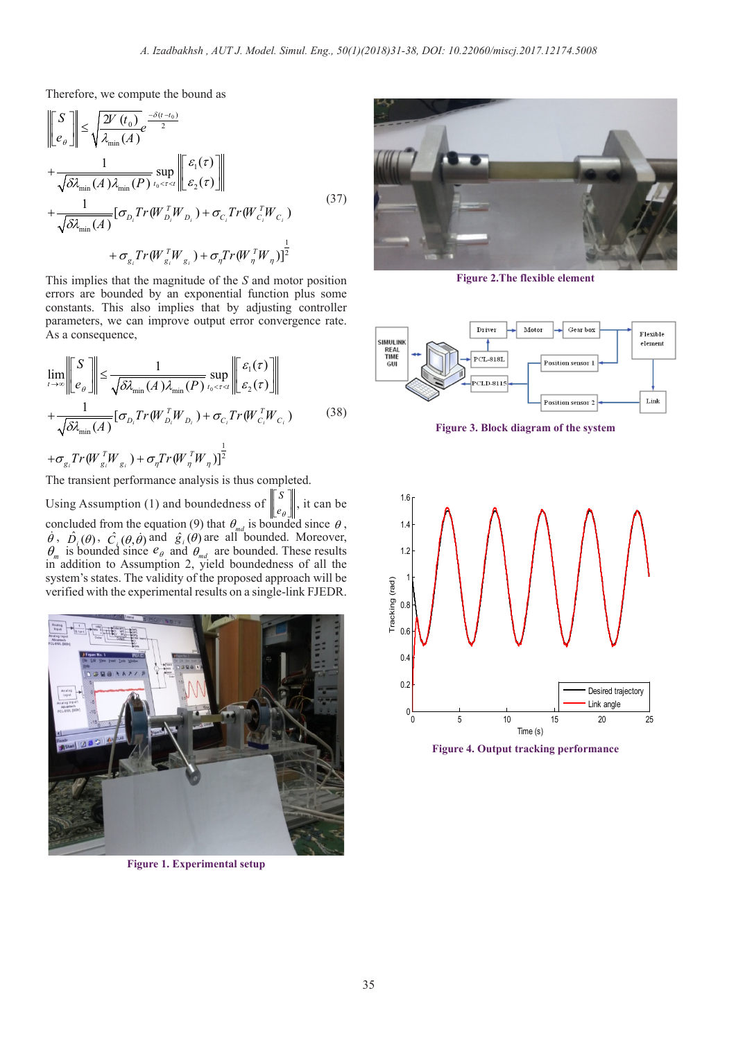Therefore, we compute the bound as

$$
\left\| \begin{bmatrix} S \\ e_\theta \end{bmatrix} \right\| \le \sqrt{\frac{2V(t_0)}{\lambda_{\min}(A)}} e^{\frac{-\delta(t-t_0)}{2}}
+ \frac{1}{\sqrt{\delta\lambda_{\min}(A)\lambda_{\min}(P)}} \sup_{t_0<\tau<t} \left\| \begin{bmatrix} \varepsilon_1(\tau) \\ \varepsilon_2(\tau) \end{bmatrix} \right\|
+ \frac{1}{\sqrt{\delta\lambda_{\min}(A)}} [\sigma_{D_i} Tr(W_{D_i}^T W_{D_i}) + \sigma_{C_i} Tr(W_{C_i}^T W_{C_i})
+ \sigma_{g_i} Tr(W_{g_i}^T W_{g_i}) + \sigma_\eta Tr(W_\eta^T W_\eta)]^{\frac{1}{2}} \tag{37}
$$

This implies that the magnitude of the $S$ and motor position errors are bounded by an exponential function plus some constants. This also implies that by adjusting controller parameters, we can improve output error convergence rate. As a consequence,

$$
\lim_{t\to\infty} \left\| \begin{bmatrix} S \\ e_\theta \end{bmatrix} \right\| \le \frac{1}{\sqrt{\delta\lambda_{\min}(A)\lambda_{\min}(P)}} \sup_{t_0<\tau<t} \left\| \begin{bmatrix} \varepsilon_1(\tau) \\ \varepsilon_2(\tau) \end{bmatrix} \right\|
+ \frac{1}{\sqrt{\delta\lambda_{\min}(A)}} [\sigma_{D_i} Tr(W_{D_i}^T W_{D_i}) + \sigma_{C_i} Tr(W_{C_i}^T W_{C_i})
+ \sigma_{g_i} Tr(W_{g_i}^T W_{g_i}) + \sigma_\eta Tr(W_\eta^T W_\eta)]^{\frac{1}{2}} \tag{38}
$$

The transient performance analysis is thus completed.

Using Assumption (1) and boundedness of $\left\| \begin{bmatrix} S \\ e_\theta \end{bmatrix} \right\|$, it can be concluded from the equation (9) that $\theta_{md}$ is bounded since $\theta$, $\dot{\theta}$, $\hat{D}_i(\theta)$, $\hat{C}_i(\theta,\dot{\theta})$ and $\hat{g}_i(\theta)$ are all bounded. Moreover, $\theta_m$ is bounded since $e_\theta$ and $\theta_{md}$ are bounded. These results in addition to Assumption 2, yield boundedness of all the system's states. The validity of the proposed approach will be verified with the experimental results on a single-link FJEDR.

Figure 1. Experimental setup

Figure 2.The flexible element

Figure 3. Block diagram of the system

Figure 4. Output tracking performance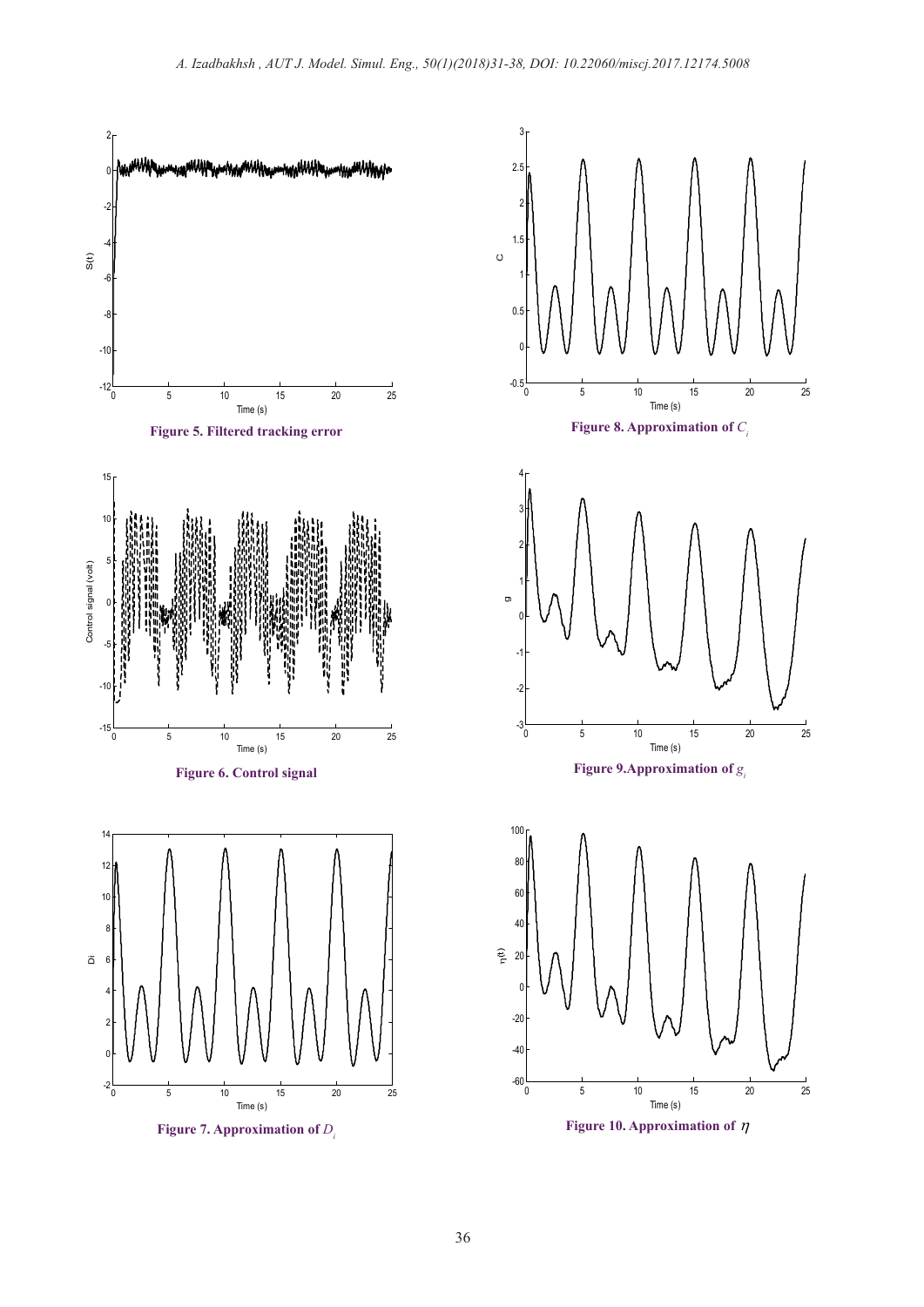Figure 5. Filtered tracking error

Figure 6. Control signal

Figure 7. Approximation of $D_i$

Figure 8. Approximation of $C_i$

Figure 9. Approximation of $g_i$

Figure 10. Approximation of $\eta$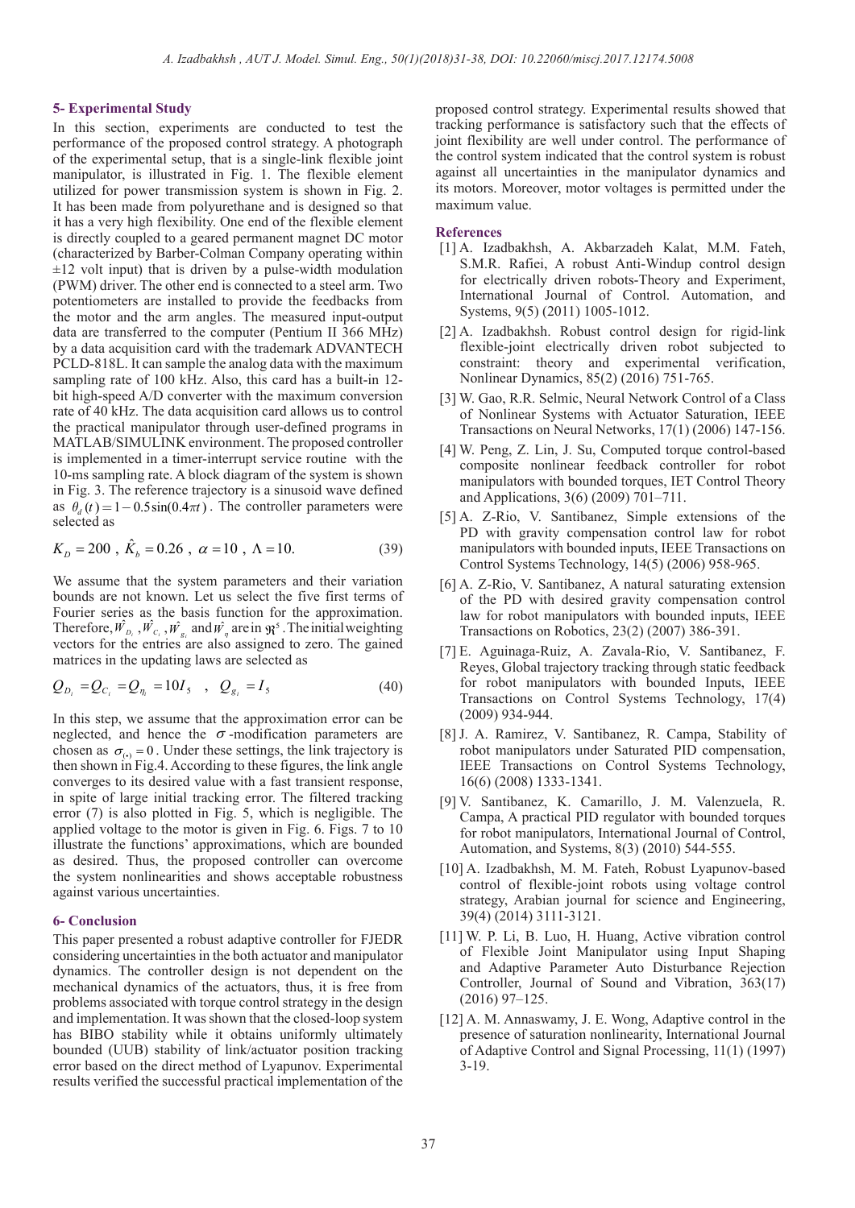## 5- Experimental Study

In this section, experiments are conducted to test the performance of the proposed control strategy. A photograph of the experimental setup, that is a single-link flexible joint manipulator, is illustrated in Fig. 1. The flexible element utilized for power transmission system is shown in Fig. 2. It has been made from polyurethane and is designed so that it has a very high flexibility. One end of the flexible element is directly coupled to a geared permanent magnet DC motor (characterized by Barber-Colman Company operating within ±12 volt input) that is driven by a pulse-width modulation (PWM) driver. The other end is connected to a steel arm. Two potentiometers are installed to provide the feedbacks from the motor and the arm angles. The measured input-output data are transferred to the computer (Pentium II 366 MHz) by a data acquisition card with the trademark ADVANTECH PCLD-818L. It can sample the analog data with the maximum sampling rate of 100 kHz. Also, this card has a built-in 12-bit high-speed A/D converter with the maximum conversion rate of 40 kHz. The data acquisition card allows us to control the practical manipulator through user-defined programs in MATLAB/SIMULINK environment. The proposed controller is implemented in a timer-interrupt service routine with the 10-ms sampling rate. A block diagram of the system is shown in Fig. 3. The reference trajectory is a sinusoid wave defined as $\theta_d(t) = 1 - 0.5\sin(0.4\pi t)$. The controller parameters were selected as

$$K_D = 200 \ , \ \hat{K}_b = 0.26 \ , \ \alpha = 10 \ , \ \Lambda = 10. \tag{39}$$

We assume that the system parameters and their variation bounds are not known. Let us select the five first terms of Fourier series as the basis function for the approximation. Therefore, $\hat{W}_{D_i}, \hat{W}_{C_i}, \hat{W}_{g_i}$ and $\hat{W}_{\eta}$ are in $\Re^5$. The initial weighting vectors for the entries are also assigned to zero. The gained matrices in the updating laws are selected as

$$Q_{D_i} = Q_{C_i} = Q_{\eta_i} = 10 I_5 \quad , \quad Q_{g_i} = I_5 \tag{40}$$

In this step, we assume that the approximation error can be neglected, and hence the $\sigma$-modification parameters are chosen as $\sigma_{(\cdot)} = 0$. Under these settings, the link trajectory is then shown in Fig.4. According to these figures, the link angle converges to its desired value with a fast transient response, in spite of large initial tracking error. The filtered tracking error (7) is also plotted in Fig. 5, which is negligible. The applied voltage to the motor is given in Fig. 6. Figs. 7 to 10 illustrate the functions' approximations, which are bounded as desired. Thus, the proposed controller can overcome the system nonlinearities and shows acceptable robustness against various uncertainties.

## 6- Conclusion

This paper presented a robust adaptive controller for FJEDR considering uncertainties in the both actuator and manipulator dynamics. The controller design is not dependent on the mechanical dynamics of the actuators, thus, it is free from problems associated with torque control strategy in the design and implementation. It was shown that the closed-loop system has BIBO stability while it obtains uniformly ultimately bounded (UUB) stability of link/actuator position tracking error based on the direct method of Lyapunov. Experimental results verified the successful practical implementation of the proposed control strategy. Experimental results showed that tracking performance is satisfactory such that the effects of joint flexibility are well under control. The performance of the control system indicated that the control system is robust against all uncertainties in the manipulator dynamics and its motors. Moreover, motor voltages is permitted under the maximum value.

## References

[1] A. Izadbakhsh, A. Akbarzadeh Kalat, M.M. Fateh, S.M.R. Rafiei, A robust Anti-Windup control design for electrically driven robots-Theory and Experiment, International Journal of Control. Automation, and Systems, 9(5) (2011) 1005-1012.

[2] A. Izadbakhsh. Robust control design for rigid-link flexible-joint electrically driven robot subjected to constraint: theory and experimental verification, Nonlinear Dynamics, 85(2) (2016) 751-765.

[3] W. Gao, R.R. Selmic, Neural Network Control of a Class of Nonlinear Systems with Actuator Saturation, IEEE Transactions on Neural Networks, 17(1) (2006) 147-156.

[4] W. Peng, Z. Lin, J. Su, Computed torque control-based composite nonlinear feedback controller for robot manipulators with bounded torques, IET Control Theory and Applications, 3(6) (2009) 701–711.

[5] A. Z-Rio, V. Santibanez, Simple extensions of the PD with gravity compensation control law for robot manipulators with bounded inputs, IEEE Transactions on Control Systems Technology, 14(5) (2006) 958-965.

[6] A. Z-Rio, V. Santibanez, A natural saturating extension of the PD with desired gravity compensation control law for robot manipulators with bounded inputs, IEEE Transactions on Robotics, 23(2) (2007) 386-391.

[7] E. Aguinaga-Ruiz, A. Zavala-Rio, V. Santibanez, F. Reyes, Global trajectory tracking through static feedback for robot manipulators with bounded Inputs, IEEE Transactions on Control Systems Technology, 17(4) (2009) 934-944.

[8] J. A. Ramirez, V. Santibanez, R. Campa, Stability of robot manipulators under Saturated PID compensation, IEEE Transactions on Control Systems Technology, 16(6) (2008) 1333-1341.

[9] V. Santibanez, K. Camarillo, J. M. Valenzuela, R. Campa, A practical PID regulator with bounded torques for robot manipulators, International Journal of Control, Automation, and Systems, 8(3) (2010) 544-555.

[10] A. Izadbakhsh, M. M. Fateh, Robust Lyapunov-based control of flexible-joint robots using voltage control strategy, Arabian journal for science and Engineering, 39(4) (2014) 3111-3121.

[11] W. P. Li, B. Luo, H. Huang, Active vibration control of Flexible Joint Manipulator using Input Shaping and Adaptive Parameter Auto Disturbance Rejection Controller, Journal of Sound and Vibration, 363(17) (2016) 97–125.

[12] A. M. Annaswamy, J. E. Wong, Adaptive control in the presence of saturation nonlinearity, International Journal of Adaptive Control and Signal Processing, 11(1) (1997) 3-19.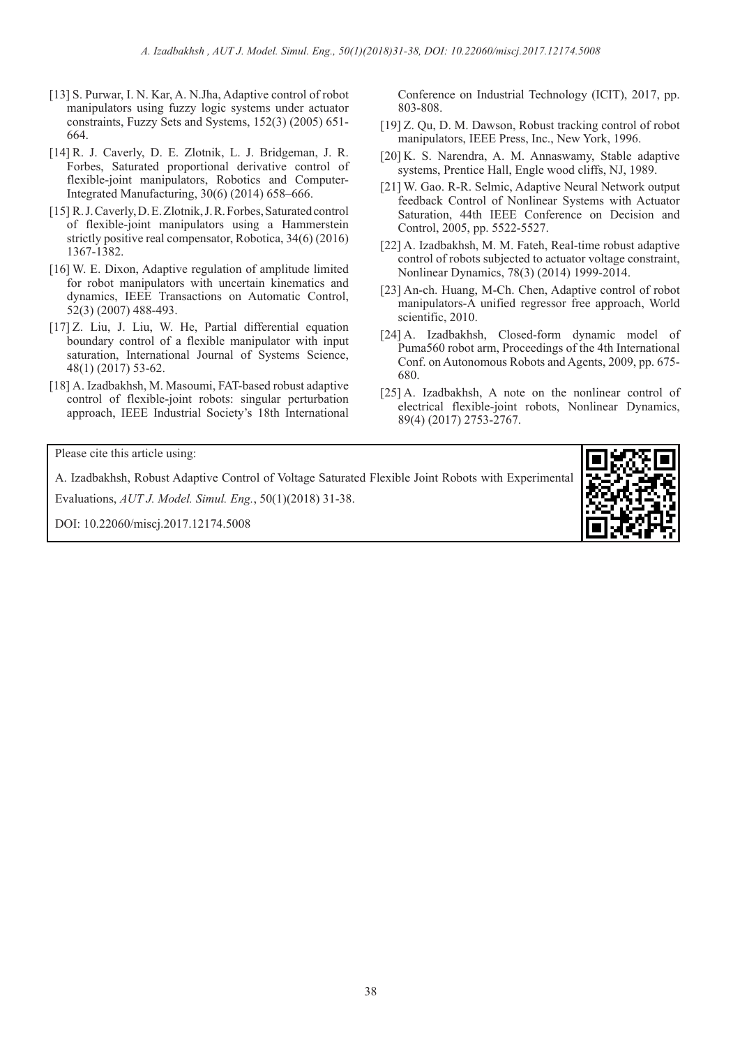[13] S. Purwar, I. N. Kar, A. N.Jha, Adaptive control of robot manipulators using fuzzy logic systems under actuator constraints, Fuzzy Sets and Systems, 152(3) (2005) 651-664.

[14] R. J. Caverly, D. E. Zlotnik, L. J. Bridgeman, J. R. Forbes, Saturated proportional derivative control of flexible-joint manipulators, Robotics and Computer-Integrated Manufacturing, 30(6) (2014) 658–666.

[15] R. J. Caverly, D. E. Zlotnik, J. R. Forbes, Saturated control of flexible-joint manipulators using a Hammerstein strictly positive real compensator, Robotica, 34(6) (2016) 1367-1382.

[16] W. E. Dixon, Adaptive regulation of amplitude limited for robot manipulators with uncertain kinematics and dynamics, IEEE Transactions on Automatic Control, 52(3) (2007) 488-493.

[17] Z. Liu, J. Liu, W. He, Partial differential equation boundary control of a flexible manipulator with input saturation, International Journal of Systems Science, 48(1) (2017) 53-62.

[18] A. Izadbakhsh, M. Masoumi, FAT-based robust adaptive control of flexible-joint robots: singular perturbation approach, IEEE Industrial Society's 18th International Conference on Industrial Technology (ICIT), 2017, pp. 803-808.

[19] Z. Qu, D. M. Dawson, Robust tracking control of robot manipulators, IEEE Press, Inc., New York, 1996.

[20] K. S. Narendra, A. M. Annaswamy, Stable adaptive systems, Prentice Hall, Engle wood cliffs, NJ, 1989.

[21] W. Gao. R-R. Selmic, Adaptive Neural Network output feedback Control of Nonlinear Systems with Actuator Saturation, 44th IEEE Conference on Decision and Control, 2005, pp. 5522-5527.

[22] A. Izadbakhsh, M. M. Fateh, Real-time robust adaptive control of robots subjected to actuator voltage constraint, Nonlinear Dynamics, 78(3) (2014) 1999-2014.

[23] An-ch. Huang, M-Ch. Chen, Adaptive control of robot manipulators-A unified regressor free approach, World scientific, 2010.

[24] A. Izadbakhsh, Closed-form dynamic model of Puma560 robot arm, Proceedings of the 4th International Conf. on Autonomous Robots and Agents, 2009, pp. 675-680.

[25] A. Izadbakhsh, A note on the nonlinear control of electrical flexible-joint robots, Nonlinear Dynamics, 89(4) (2017) 2753-2767.

Please cite this article using:

A. Izadbakhsh, Robust Adaptive Control of Voltage Saturated Flexible Joint Robots with Experimental Evaluations, *AUT J. Model. Simul. Eng.*, 50(1)(2018) 31-38.

DOI: 10.22060/miscj.2017.12174.5008